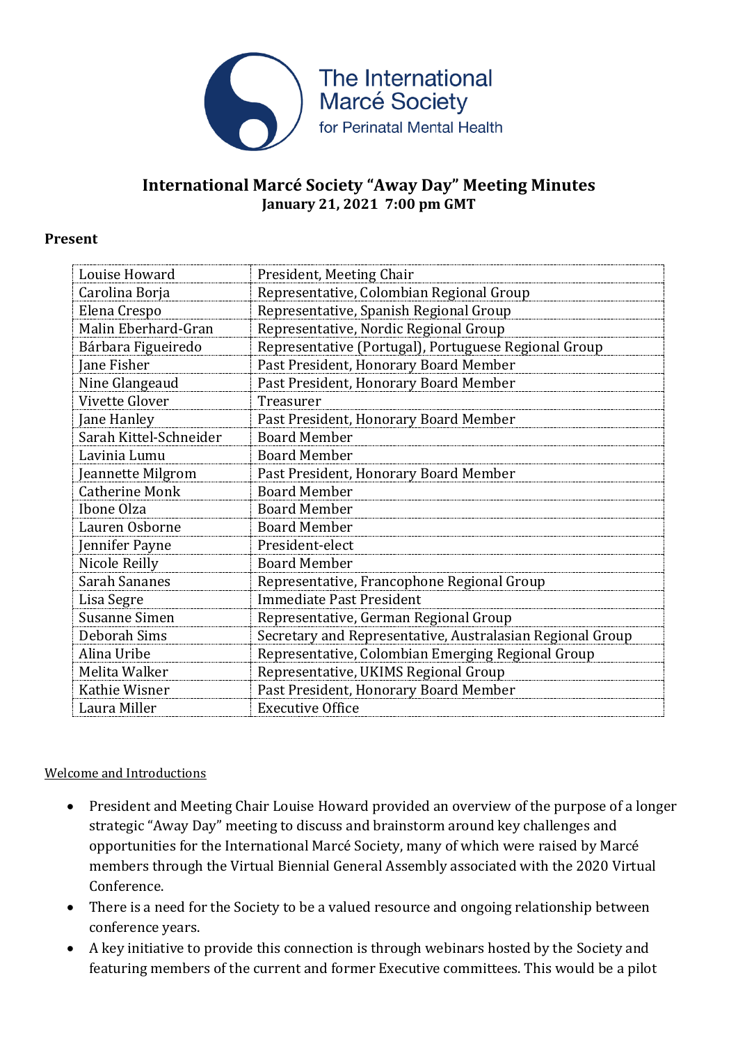The International Marcé Society for Perinatal Mental Health

# International Marcé Society "Away Day" Meeting Minutes

**January 21, 2021 7:00 pm GMT**

## Present

| | |
|---|---|
| Louise Howard | President, Meeting Chair |
| Carolina Borja | Representative, Colombian Regional Group |
| Elena Crespo | Representative, Spanish Regional Group |
| Malin Eberhard-Gran | Representative, Nordic Regional Group |
| Bárbara Figueiredo | Representative (Portugal), Portuguese Regional Group |
| Jane Fisher | Past President, Honorary Board Member |
| Nine Glangeaud | Past President, Honorary Board Member |
| Vivette Glover | Treasurer |
| Jane Hanley | Past President, Honorary Board Member |
| Sarah Kittel-Schneider | Board Member |
| Lavinia Lumu | Board Member |
| Jeannette Milgrom | Past President, Honorary Board Member |
| Catherine Monk | Board Member |
| Ibone Olza | Board Member |
| Lauren Osborne | Board Member |
| Jennifer Payne | President-elect |
| Nicole Reilly | Board Member |
| Sarah Sananes | Representative, Francophone Regional Group |
| Lisa Segre | Immediate Past President |
| Susanne Simen | Representative, German Regional Group |
| Deborah Sims | Secretary and Representative, Australasian Regional Group |
| Alina Uribe | Representative, Colombian Emerging Regional Group |
| Melita Walker | Representative, UKIMS Regional Group |
| Kathie Wisner | Past President, Honorary Board Member |
| Laura Miller | Executive Office |

Welcome and Introductions

- President and Meeting Chair Louise Howard provided an overview of the purpose of a longer strategic "Away Day" meeting to discuss and brainstorm around key challenges and opportunities for the International Marcé Society, many of which were raised by Marcé members through the Virtual Biennial General Assembly associated with the 2020 Virtual Conference.
- There is a need for the Society to be a valued resource and ongoing relationship between conference years.
- A key initiative to provide this connection is through webinars hosted by the Society and featuring members of the current and former Executive committees. This would be a pilot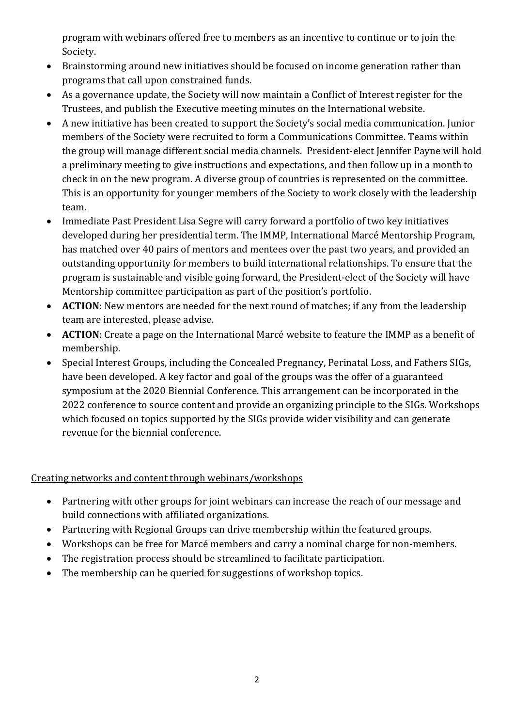program with webinars offered free to members as an incentive to continue or to join the Society.

- Brainstorming around new initiatives should be focused on income generation rather than programs that call upon constrained funds.
- As a governance update, the Society will now maintain a Conflict of Interest register for the Trustees, and publish the Executive meeting minutes on the International website.
- A new initiative has been created to support the Society's social media communication. Junior members of the Society were recruited to form a Communications Committee. Teams within the group will manage different social media channels. President-elect Jennifer Payne will hold a preliminary meeting to give instructions and expectations, and then follow up in a month to check in on the new program. A diverse group of countries is represented on the committee. This is an opportunity for younger members of the Society to work closely with the leadership team.
- Immediate Past President Lisa Segre will carry forward a portfolio of two key initiatives developed during her presidential term. The IMMP, International Marcé Mentorship Program, has matched over 40 pairs of mentors and mentees over the past two years, and provided an outstanding opportunity for members to build international relationships. To ensure that the program is sustainable and visible going forward, the President-elect of the Society will have Mentorship committee participation as part of the position's portfolio.
- **ACTION**: New mentors are needed for the next round of matches; if any from the leadership team are interested, please advise.
- **ACTION**: Create a page on the International Marcé website to feature the IMMP as a benefit of membership.
- Special Interest Groups, including the Concealed Pregnancy, Perinatal Loss, and Fathers SIGs, have been developed. A key factor and goal of the groups was the offer of a guaranteed symposium at the 2020 Biennial Conference. This arrangement can be incorporated in the 2022 conference to source content and provide an organizing principle to the SIGs. Workshops which focused on topics supported by the SIGs provide wider visibility and can generate revenue for the biennial conference.

<u>Creating networks and content through webinars/workshops</u>

- Partnering with other groups for joint webinars can increase the reach of our message and build connections with affiliated organizations.
- Partnering with Regional Groups can drive membership within the featured groups.
- Workshops can be free for Marcé members and carry a nominal charge for non-members.
- The registration process should be streamlined to facilitate participation.
- The membership can be queried for suggestions of workshop topics.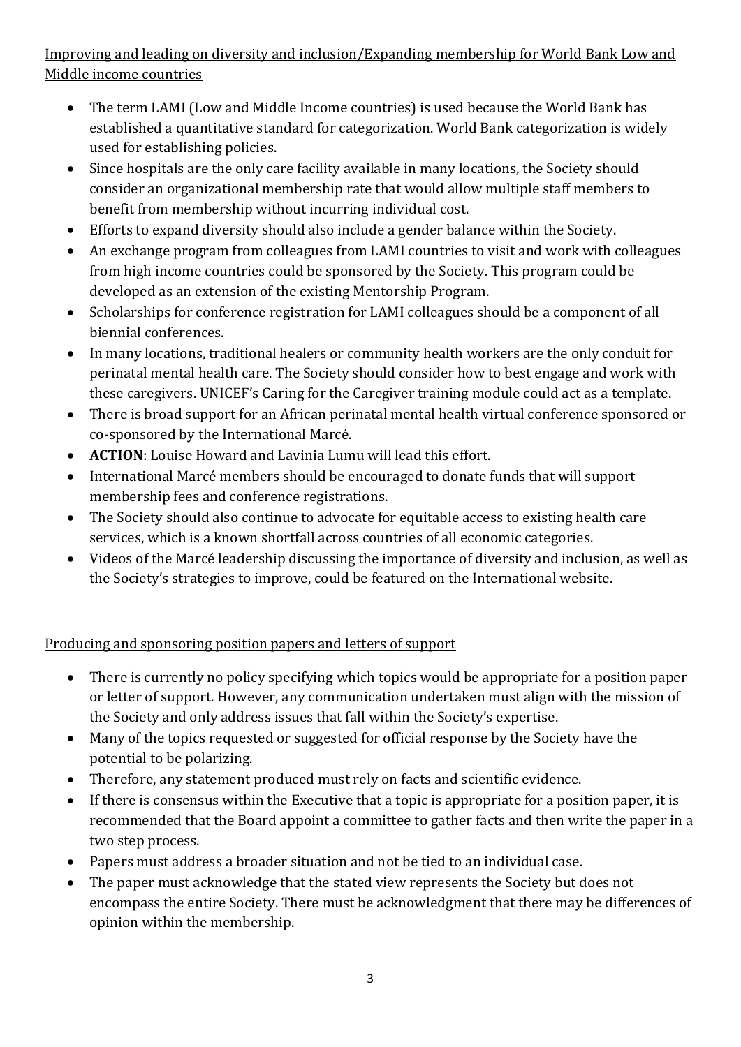<u>Improving and leading on diversity and inclusion/Expanding membership for World Bank Low and Middle income countries</u>

- The term LAMI (Low and Middle Income countries) is used because the World Bank has established a quantitative standard for categorization. World Bank categorization is widely used for establishing policies.
- Since hospitals are the only care facility available in many locations, the Society should consider an organizational membership rate that would allow multiple staff members to benefit from membership without incurring individual cost.
- Efforts to expand diversity should also include a gender balance within the Society.
- An exchange program from colleagues from LAMI countries to visit and work with colleagues from high income countries could be sponsored by the Society. This program could be developed as an extension of the existing Mentorship Program.
- Scholarships for conference registration for LAMI colleagues should be a component of all biennial conferences.
- In many locations, traditional healers or community health workers are the only conduit for perinatal mental health care. The Society should consider how to best engage and work with these caregivers. UNICEF's Caring for the Caregiver training module could act as a template.
- There is broad support for an African perinatal mental health virtual conference sponsored or co-sponsored by the International Marcé.
- **ACTION**: Louise Howard and Lavinia Lumu will lead this effort.
- International Marcé members should be encouraged to donate funds that will support membership fees and conference registrations.
- The Society should also continue to advocate for equitable access to existing health care services, which is a known shortfall across countries of all economic categories.
- Videos of the Marcé leadership discussing the importance of diversity and inclusion, as well as the Society's strategies to improve, could be featured on the International website.

<u>Producing and sponsoring position papers and letters of support</u>

- There is currently no policy specifying which topics would be appropriate for a position paper or letter of support. However, any communication undertaken must align with the mission of the Society and only address issues that fall within the Society's expertise.
- Many of the topics requested or suggested for official response by the Society have the potential to be polarizing.
- Therefore, any statement produced must rely on facts and scientific evidence.
- If there is consensus within the Executive that a topic is appropriate for a position paper, it is recommended that the Board appoint a committee to gather facts and then write the paper in a two step process.
- Papers must address a broader situation and not be tied to an individual case.
- The paper must acknowledge that the stated view represents the Society but does not encompass the entire Society. There must be acknowledgment that there may be differences of opinion within the membership.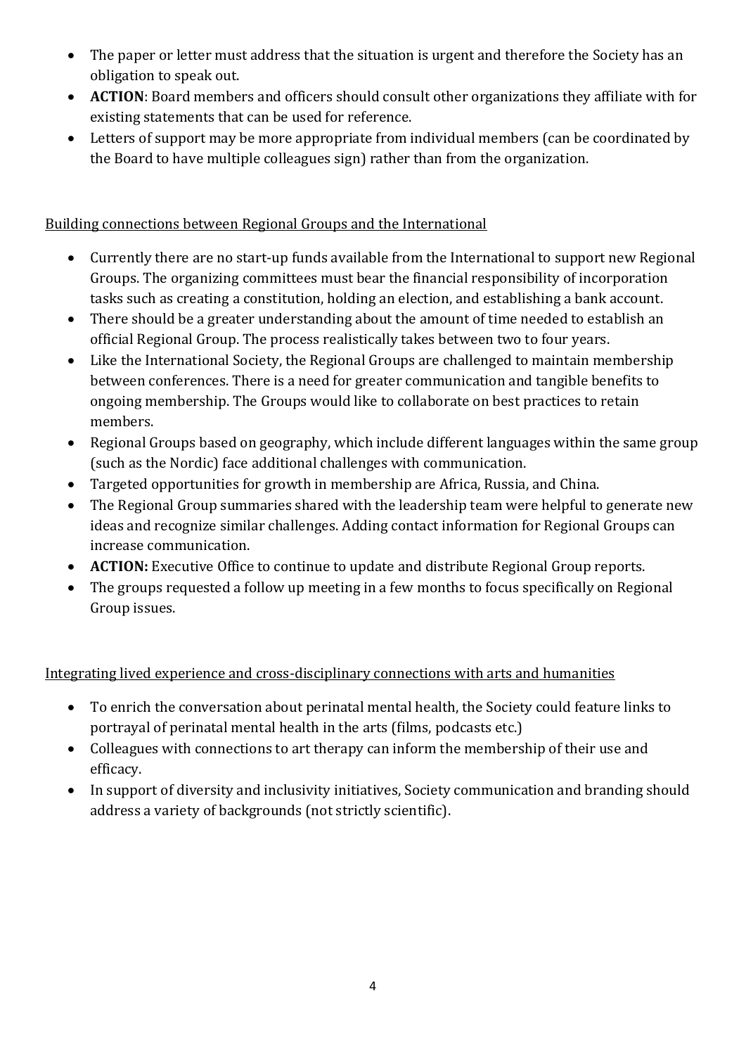- The paper or letter must address that the situation is urgent and therefore the Society has an obligation to speak out.
- **ACTION**: Board members and officers should consult other organizations they affiliate with for existing statements that can be used for reference.
- Letters of support may be more appropriate from individual members (can be coordinated by the Board to have multiple colleagues sign) rather than from the organization.

<u>Building connections between Regional Groups and the International</u>

- Currently there are no start-up funds available from the International to support new Regional Groups. The organizing committees must bear the financial responsibility of incorporation tasks such as creating a constitution, holding an election, and establishing a bank account.
- There should be a greater understanding about the amount of time needed to establish an official Regional Group. The process realistically takes between two to four years.
- Like the International Society, the Regional Groups are challenged to maintain membership between conferences. There is a need for greater communication and tangible benefits to ongoing membership. The Groups would like to collaborate on best practices to retain members.
- Regional Groups based on geography, which include different languages within the same group (such as the Nordic) face additional challenges with communication.
- Targeted opportunities for growth in membership are Africa, Russia, and China.
- The Regional Group summaries shared with the leadership team were helpful to generate new ideas and recognize similar challenges. Adding contact information for Regional Groups can increase communication.
- **ACTION:** Executive Office to continue to update and distribute Regional Group reports.
- The groups requested a follow up meeting in a few months to focus specifically on Regional Group issues.

<u>Integrating lived experience and cross-disciplinary connections with arts and humanities</u>

- To enrich the conversation about perinatal mental health, the Society could feature links to portrayal of perinatal mental health in the arts (films, podcasts etc.)
- Colleagues with connections to art therapy can inform the membership of their use and efficacy.
- In support of diversity and inclusivity initiatives, Society communication and branding should address a variety of backgrounds (not strictly scientific).